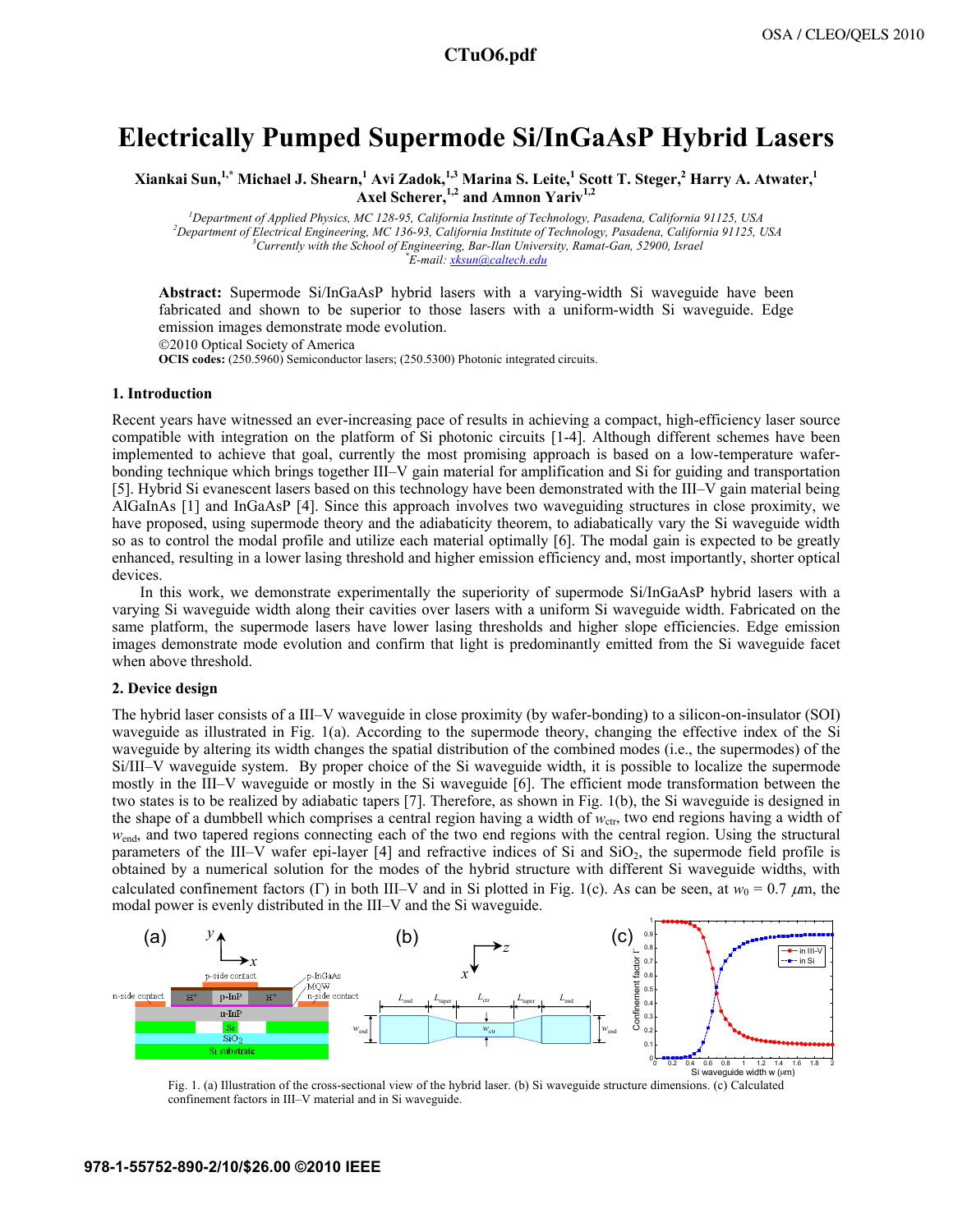# Electrically Pumped Supermode Si/InGaAsP Hybrid Lasers

**Xiankai Sun,[1,*] Michael J. Shearn,[1] Avi Zadok,[1,3] Marina S. Leite,[1] Scott T. Steger,[2] Harry A. Atwater,[1] Axel Scherer,[1,2] and Amnon Yariv[1,2]**

*[1]Department of Applied Physics, MC 128-95, California Institute of Technology, Pasadena, California 91125, USA*
*[2]Department of Electrical Engineering, MC 136-93, California Institute of Technology, Pasadena, California 91125, USA*
*[3]Currently with the School of Engineering, Bar-Ilan University, Ramat-Gan, 52900, Israel*
*[*]E-mail: xksun@caltech.edu*

**Abstract:** Supermode Si/InGaAsP hybrid lasers with a varying-width Si waveguide have been fabricated and shown to be superior to those lasers with a uniform-width Si waveguide. Edge emission images demonstrate mode evolution.

©2010 Optical Society of America

**OCIS codes:** (250.5960) Semiconductor lasers; (250.5300) Photonic integrated circuits.

## 1. Introduction

Recent years have witnessed an ever-increasing pace of results in achieving a compact, high-efficiency laser source compatible with integration on the platform of Si photonic circuits [1-4]. Although different schemes have been implemented to achieve that goal, currently the most promising approach is based on a low-temperature wafer-bonding technique which brings together III–V gain material for amplification and Si for guiding and transportation [5]. Hybrid Si evanescent lasers based on this technology have been demonstrated with the III–V gain material being AlGaInAs [1] and InGaAsP [4]. Since this approach involves two waveguiding structures in close proximity, we have proposed, using supermode theory and the adiabaticity theorem, to adiabatically vary the Si waveguide width so as to control the modal profile and utilize each material optimally [6]. The modal gain is expected to be greatly enhanced, resulting in a lower lasing threshold and higher emission efficiency and, most importantly, shorter optical devices.

In this work, we demonstrate experimentally the superiority of supermode Si/InGaAsP hybrid lasers with a varying Si waveguide width along their cavities over lasers with a uniform Si waveguide width. Fabricated on the same platform, the supermode lasers have lower lasing thresholds and higher slope efficiencies. Edge emission images demonstrate mode evolution and confirm that light is predominantly emitted from the Si waveguide facet when above threshold.

## 2. Device design

The hybrid laser consists of a III–V waveguide in close proximity (by wafer-bonding) to a silicon-on-insulator (SOI) waveguide as illustrated in Fig. 1(a). According to the supermode theory, changing the effective index of the Si waveguide by altering its width changes the spatial distribution of the combined modes (i.e., the supermodes) of the Si/III–V waveguide system. By proper choice of the Si waveguide width, it is possible to localize the supermode mostly in the III–V waveguide or mostly in the Si waveguide [6]. The efficient mode transformation between the two states is to be realized by adiabatic tapers [7]. Therefore, as shown in Fig. 1(b), the Si waveguide is designed in the shape of a dumbbell which comprises a central region having a width of $w_{ctr}$, two end regions having a width of $w_{end}$, and two tapered regions connecting each of the two end regions with the central region. Using the structural parameters of the III–V wafer epi-layer [4] and refractive indices of Si and $SiO_2$, the supermode field profile is obtained by a numerical solution for the modes of the hybrid structure with different Si waveguide widths, with calculated confinement factors ($\Gamma$) in both III–V and in Si plotted in Fig. 1(c). As can be seen, at $w_0 = 0.7$ $\mu$m, the modal power is evenly distributed in the III–V and the Si waveguide.

Fig. 1. (a) Illustration of the cross-sectional view of the hybrid laser. (b) Si waveguide structure dimensions. (c) Calculated confinement factors in III–V material and in Si waveguide.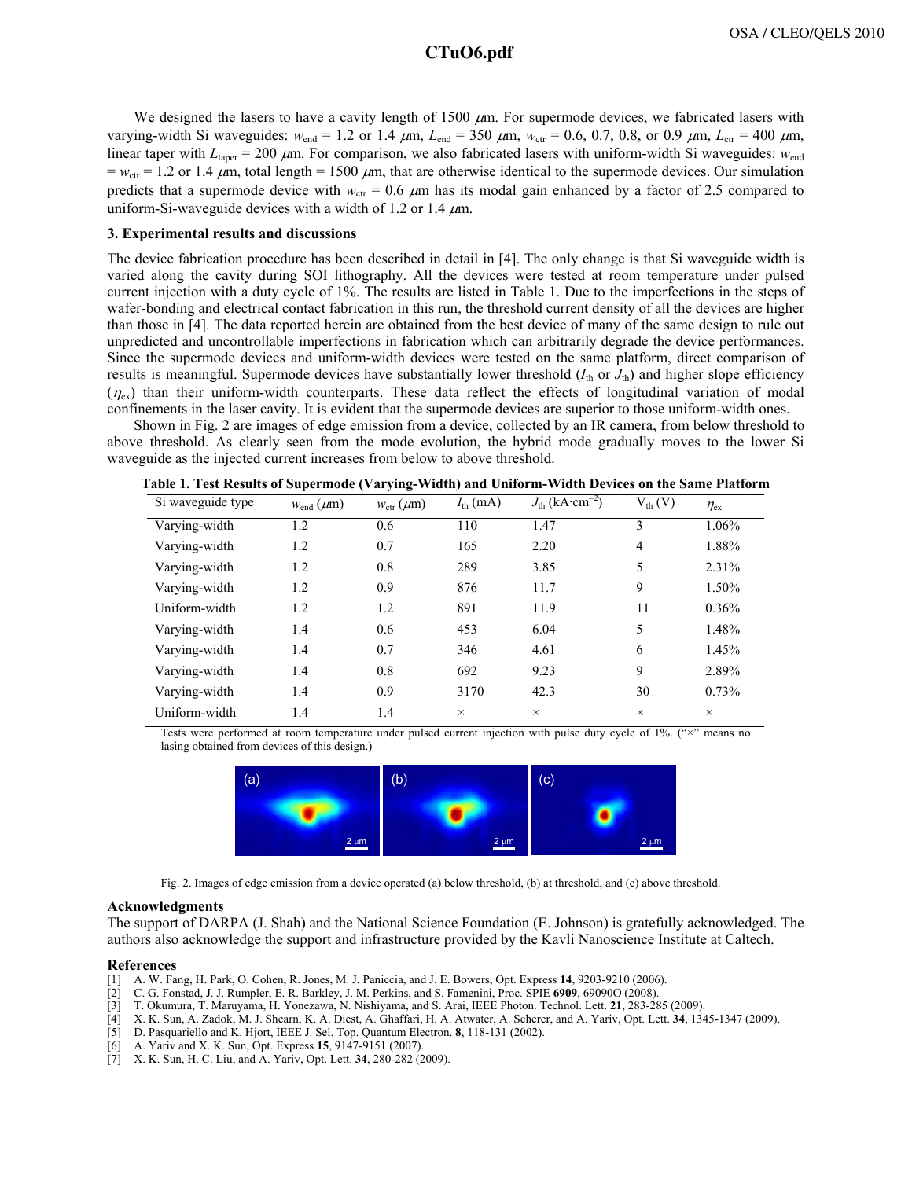We designed the lasers to have a cavity length of 1500 $\mu$m. For supermode devices, we fabricated lasers with varying-width Si waveguides: $w_{end}$ = 1.2 or 1.4 $\mu$m, $L_{end}$ = 350 $\mu$m, $w_{ctr}$ = 0.6, 0.7, 0.8, or 0.9 $\mu$m, $L_{ctr}$ = 400 $\mu$m, linear taper with $L_{taper}$ = 200 $\mu$m. For comparison, we also fabricated lasers with uniform-width Si waveguides: $w_{end}$ = $w_{ctr}$ = 1.2 or 1.4 $\mu$m, total length = 1500 $\mu$m, that are otherwise identical to the supermode devices. Our simulation predicts that a supermode device with $w_{ctr}$ = 0.6 $\mu$m has its modal gain enhanced by a factor of 2.5 compared to uniform-Si-waveguide devices with a width of 1.2 or 1.4 $\mu$m.

### 3. Experimental results and discussions

The device fabrication procedure has been described in detail in [4]. The only change is that Si waveguide width is varied along the cavity during SOI lithography. All the devices were tested at room temperature under pulsed current injection with a duty cycle of 1%. The results are listed in Table 1. Due to the imperfections in the steps of wafer-bonding and electrical contact fabrication in this run, the threshold current density of all the devices are higher than those in [4]. The data reported herein are obtained from the best device of many of the same design to rule out unpredicted and uncontrollable imperfections in fabrication which can arbitrarily degrade the device performances. Since the supermode devices and uniform-width devices were tested on the same platform, direct comparison of results is meaningful. Supermode devices have substantially lower threshold ($I_{th}$ or $J_{th}$) and higher slope efficiency ($\eta_{ex}$) than their uniform-width counterparts. These data reflect the effects of longitudinal variation of modal confinements in the laser cavity. It is evident that the supermode devices are superior to those uniform-width ones.

Shown in Fig. 2 are images of edge emission from a device, collected by an IR camera, from below threshold to above threshold. As clearly seen from the mode evolution, the hybrid mode gradually moves to the lower Si waveguide as the injected current increases from below to above threshold.

**Table 1. Test Results of Supermode (Varying-Width) and Uniform-Width Devices on the Same Platform**

| Si waveguide type | $w_{end}$ ($\mu$m) | $w_{ctr}$ ($\mu$m) | $I_{th}$ (mA) | $J_{th}$ (kA·cm$^{-2}$) | $V_{th}$ (V) | $\eta_{ex}$ |
|---|---|---|---|---|---|---|
| Varying-width | 1.2 | 0.6 | 110 | 1.47 | 3 | 1.06% |
| Varying-width | 1.2 | 0.7 | 165 | 2.20 | 4 | 1.88% |
| Varying-width | 1.2 | 0.8 | 289 | 3.85 | 5 | 2.31% |
| Varying-width | 1.2 | 0.9 | 876 | 11.7 | 9 | 1.50% |
| Uniform-width | 1.2 | 1.2 | 891 | 11.9 | 11 | 0.36% |
| Varying-width | 1.4 | 0.6 | 453 | 6.04 | 5 | 1.48% |
| Varying-width | 1.4 | 0.7 | 346 | 4.61 | 6 | 1.45% |
| Varying-width | 1.4 | 0.8 | 692 | 9.23 | 9 | 2.89% |
| Varying-width | 1.4 | 0.9 | 3170 | 42.3 | 30 | 0.73% |
| Uniform-width | 1.4 | 1.4 | × | × | × | × |

Tests were performed at room temperature under pulsed current injection with pulse duty cycle of 1%. ("×" means no lasing obtained from devices of this design.)

(a) 2 μm (b) 2 μm (c) 2 μm

Fig. 2. Images of edge emission from a device operated (a) below threshold, (b) at threshold, and (c) above threshold.

### Acknowledgments

The support of DARPA (J. Shah) and the National Science Foundation (E. Johnson) is gratefully acknowledged. The authors also acknowledge the support and infrastructure provided by the Kavli Nanoscience Institute at Caltech.

### References

[1] A. W. Fang, H. Park, O. Cohen, R. Jones, M. J. Paniccia, and J. E. Bowers, Opt. Express **14**, 9203-9210 (2006).
[2] C. G. Fonstad, J. J. Rumpler, E. R. Barkley, J. M. Perkins, and S. Famenini, Proc. SPIE **6909**, 69090O (2008).
[3] T. Okumura, T. Maruyama, H. Yonezawa, N. Nishiyama, and S. Arai, IEEE Photon. Technol. Lett. **21**, 283-285 (2009).
[4] X. K. Sun, A. Zadok, M. J. Shearn, K. A. Diest, A. Ghaffari, H. A. Atwater, A. Scherer, and A. Yariv, Opt. Lett. **34**, 1345-1347 (2009).
[5] D. Pasquariello and K. Hjort, IEEE J. Sel. Top. Quantum Electron. **8**, 118-131 (2002).
[6] A. Yariv and X. K. Sun, Opt. Express **15**, 9147-9151 (2007).
[7] X. K. Sun, H. C. Liu, and A. Yariv, Opt. Lett. **34**, 280-282 (2009).